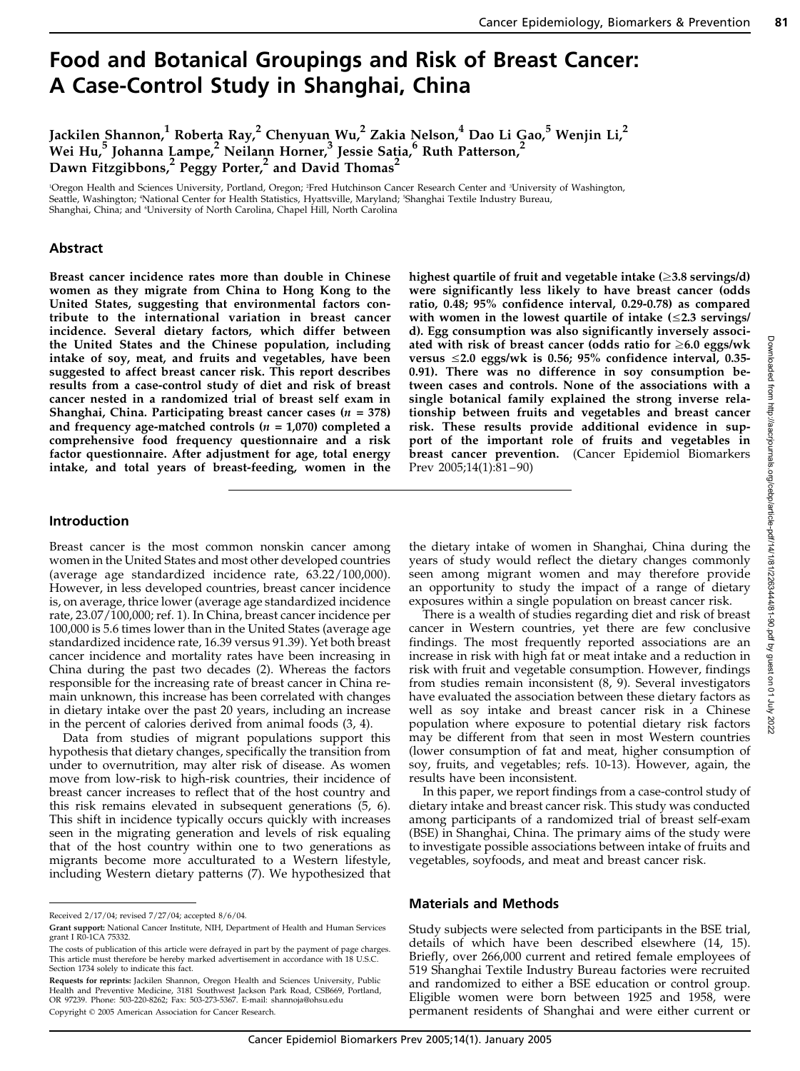# Food and Botanical Groupings and Risk of Breast Cancer: A Case-Control Study in Shanghai, China

Jackilen Shannon,[1] Roberta Ray,[2] Chenyuan Wu,[2] Zakia Nelson,[4] Dao Li Gao,[5] Wenjin Li,[2] Wei Hu,[5] Johanna Lampe,[2] Neilann Horner,[3] Jessie Satia,[6] Ruth Patterson,[2] Dawn Fitzgibbons,[2] Peggy Porter,[2] and David Thomas[2]

[1]Oregon Health and Sciences University, Portland, Oregon; [2]Fred Hutchinson Cancer Research Center and [3]University of Washington, Seattle, Washington; [4]National Center for Health Statistics, Hyattsville, Maryland; [5]Shanghai Textile Industry Bureau, Shanghai, China; and [6]University of North Carolina, Chapel Hill, North Carolina

## Abstract

**Breast cancer incidence rates more than double in Chinese women as they migrate from China to Hong Kong to the United States, suggesting that environmental factors contribute to the international variation in breast cancer incidence. Several dietary factors, which differ between the United States and the Chinese population, including intake of soy, meat, and fruits and vegetables, have been suggested to affect breast cancer risk. This report describes results from a case-control study of diet and risk of breast cancer nested in a randomized trial of breast self exam in Shanghai, China. Participating breast cancer cases (*n* = 378) and frequency age-matched controls (*n* = 1,070) completed a comprehensive food frequency questionnaire and a risk factor questionnaire. After adjustment for age, total energy intake, and total years of breast-feeding, women in the highest quartile of fruit and vegetable intake (≥3.8 servings/d) were significantly less likely to have breast cancer (odds ratio, 0.48; 95% confidence interval, 0.29-0.78) as compared with women in the lowest quartile of intake (≤2.3 servings/d). Egg consumption was also significantly inversely associated with risk of breast cancer (odds ratio for ≥6.0 eggs/wk versus ≤2.0 eggs/wk is 0.56; 95% confidence interval, 0.35-0.91). There was no difference in soy consumption between cases and controls. None of the associations with a single botanical family explained the strong inverse relationship between fruits and vegetables and breast cancer risk. These results provide additional evidence in support of the important role of fruits and vegetables in breast cancer prevention.** (Cancer Epidemiol Biomarkers Prev 2005;14(1):81–90)

## Introduction

Breast cancer is the most common nonskin cancer among women in the United States and most other developed countries (average age standardized incidence rate, 63.22/100,000). However, in less developed countries, breast cancer incidence is, on average, thrice lower (average age standardized incidence rate, 23.07/100,000; ref. 1). In China, breast cancer incidence per 100,000 is 5.6 times lower than in the United States (average age standardized incidence rate, 16.39 versus 91.39). Yet both breast cancer incidence and mortality rates have been increasing in China during the past two decades (2). Whereas the factors responsible for the increasing rate of breast cancer in China remain unknown, this increase has been correlated with changes in dietary intake over the past 20 years, including an increase in the percent of calories derived from animal foods (3, 4).

Data from studies of migrant populations support this hypothesis that dietary changes, specifically the transition from under to overnutrition, may alter risk of disease. As women move from low-risk to high-risk countries, their incidence of breast cancer increases to reflect that of the host country and this risk remains elevated in subsequent generations (5, 6). This shift in incidence typically occurs quickly with increases seen in the migrating generation and levels of risk equaling that of the host country within one to two generations as migrants become more acculturated to a Western lifestyle, including Western dietary patterns (7). We hypothesized that the dietary intake of women in Shanghai, China during the years of study would reflect the dietary changes commonly seen among migrant women and may therefore provide an opportunity to study the impact of a range of dietary exposures within a single population on breast cancer risk.

There is a wealth of studies regarding diet and risk of breast cancer in Western countries, yet there are few conclusive findings. The most frequently reported associations are an increase in risk with high fat or meat intake and a reduction in risk with fruit and vegetable consumption. However, findings from studies remain inconsistent (8, 9). Several investigators have evaluated the association between these dietary factors as well as soy intake and breast cancer risk in a Chinese population where exposure to potential dietary risk factors may be different from that seen in most Western countries (lower consumption of fat and meat, higher consumption of soy, fruits, and vegetables; refs. 10-13). However, again, the results have been inconsistent.

In this paper, we report findings from a case-control study of dietary intake and breast cancer risk. This study was conducted among participants of a randomized trial of breast self-exam (BSE) in Shanghai, China. The primary aims of the study were to investigate possible associations between intake of fruits and vegetables, soyfoods, and meat and breast cancer risk.

## Materials and Methods

Study subjects were selected from participants in the BSE trial, details of which have been described elsewhere (14, 15). Briefly, over 266,000 current and retired female employees of 519 Shanghai Textile Industry Bureau factories were recruited and randomized to either a BSE education or control group. Eligible women were born between 1925 and 1958, were permanent residents of Shanghai and were either current or

---

Received 2/17/04; revised 7/27/04; accepted 8/6/04.

**Grant support:** National Cancer Institute, NIH, Department of Health and Human Services grant I R0-1CA 75332.

The costs of publication of this article were defrayed in part by the payment of page charges. This article must therefore be hereby marked advertisement in accordance with 18 U.S.C. Section 1734 solely to indicate this fact.

**Requests for reprints:** Jackilen Shannon, Oregon Health and Sciences University, Public Health and Preventive Medicine, 3181 Southwest Jackson Park Road, CSB669, Portland, OR 97239. Phone: 503-220-8262; Fax: 503-273-5367. E-mail: shannoja@ohsu.edu

Copyright © 2005 American Association for Cancer Research.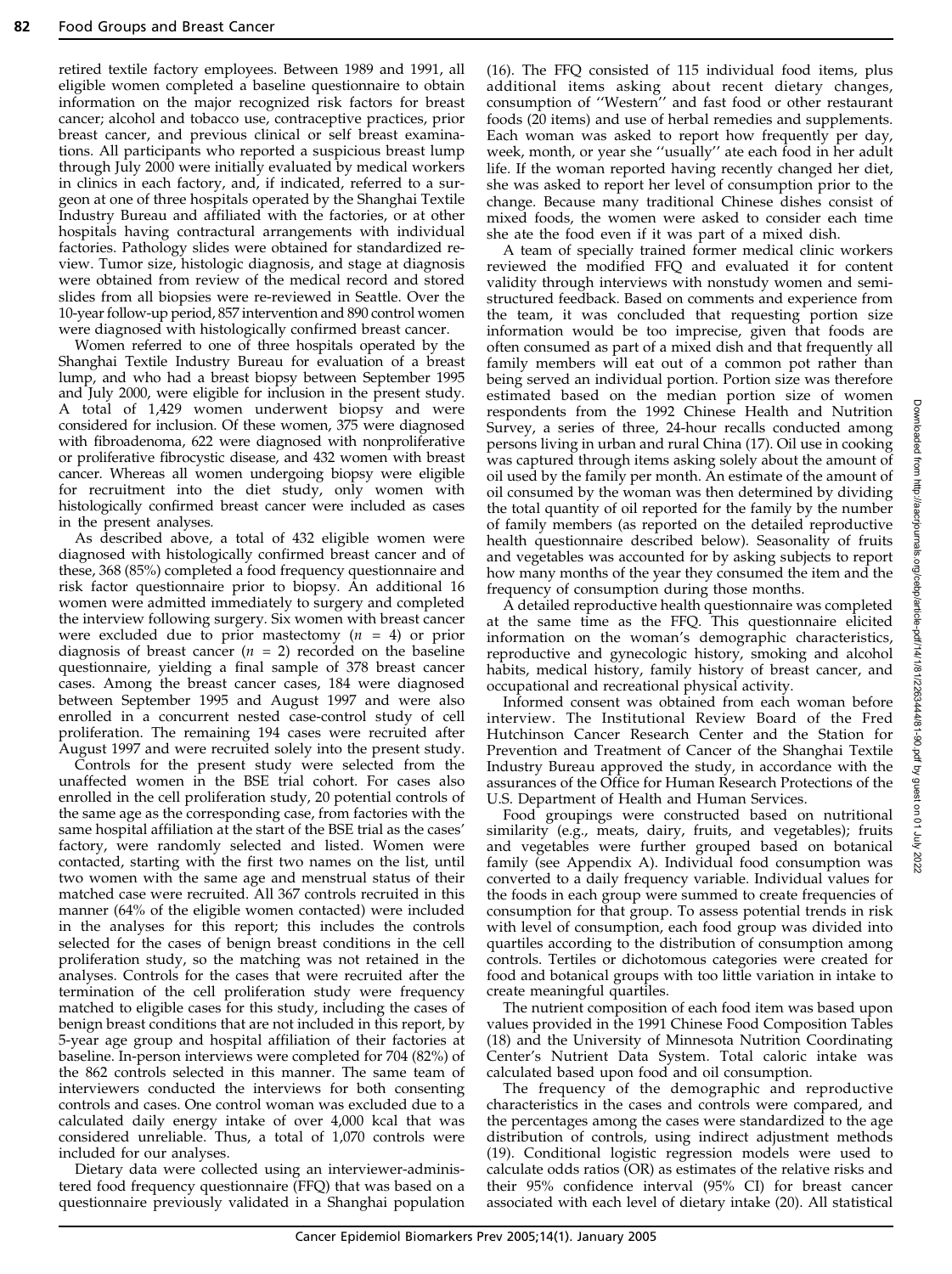retired textile factory employees. Between 1989 and 1991, all eligible women completed a baseline questionnaire to obtain information on the major recognized risk factors for breast cancer; alcohol and tobacco use, contraceptive practices, prior breast cancer, and previous clinical or self breast examinations. All participants who reported a suspicious breast lump through July 2000 were initially evaluated by medical workers in clinics in each factory, and, if indicated, referred to a surgeon at one of three hospitals operated by the Shanghai Textile Industry Bureau and affiliated with the factories, or at other hospitals having contractural arrangements with individual factories. Pathology slides were obtained for standardized review. Tumor size, histologic diagnosis, and stage at diagnosis were obtained from review of the medical record and stored slides from all biopsies were re-reviewed in Seattle. Over the 10-year follow-up period, 857 intervention and 890 control women were diagnosed with histologically confirmed breast cancer.

Women referred to one of three hospitals operated by the Shanghai Textile Industry Bureau for evaluation of a breast lump, and who had a breast biopsy between September 1995 and July 2000, were eligible for inclusion in the present study. A total of 1,429 women underwent biopsy and were considered for inclusion. Of these women, 375 were diagnosed with fibroadenoma, 622 were diagnosed with nonproliferative or proliferative fibrocystic disease, and 432 women with breast cancer. Whereas all women undergoing biopsy were eligible for recruitment into the diet study, only women with histologically confirmed breast cancer were included as cases in the present analyses.

As described above, a total of 432 eligible women were diagnosed with histologically confirmed breast cancer and of these, 368 (85%) completed a food frequency questionnaire and risk factor questionnaire prior to biopsy. An additional 16 women were admitted immediately to surgery and completed the interview following surgery. Six women with breast cancer were excluded due to prior mastectomy ($n$ = 4) or prior diagnosis of breast cancer ($n$ = 2) recorded on the baseline questionnaire, yielding a final sample of 378 breast cancer cases. Among the breast cancer cases, 184 were diagnosed between September 1995 and August 1997 and were also enrolled in a concurrent nested case-control study of cell proliferation. The remaining 194 cases were recruited after August 1997 and were recruited solely into the present study.

Controls for the present study were selected from the unaffected women in the BSE trial cohort. For cases also enrolled in the cell proliferation study, 20 potential controls of the same age as the corresponding case, from factories with the same hospital affiliation at the start of the BSE trial as the cases' factory, were randomly selected and listed. Women were contacted, starting with the first two names on the list, until two women with the same age and menstrual status of their matched case were recruited. All 367 controls recruited in this manner (64% of the eligible women contacted) were included in the analyses for this report; this includes the controls selected for the cases of benign breast conditions in the cell proliferation study, so the matching was not retained in the analyses. Controls for the cases that were recruited after the termination of the cell proliferation study were frequency matched to eligible cases for this study, including the cases of benign breast conditions that are not included in this report, by 5-year age group and hospital affiliation of their factories at baseline. In-person interviews were completed for 704 (82%) of the 862 controls selected in this manner. The same team of interviewers conducted the interviews for both consenting controls and cases. One control woman was excluded due to a calculated daily energy intake of over 4,000 kcal that was considered unreliable. Thus, a total of 1,070 controls were included for our analyses.

Dietary data were collected using an interviewer-administered food frequency questionnaire (FFQ) that was based on a questionnaire previously validated in a Shanghai population (16). The FFQ consisted of 115 individual food items, plus additional items asking about recent dietary changes, consumption of ''Western'' and fast food or other restaurant foods (20 items) and use of herbal remedies and supplements. Each woman was asked to report how frequently per day, week, month, or year she ''usually'' ate each food in her adult life. If the woman reported having recently changed her diet, she was asked to report her level of consumption prior to the change. Because many traditional Chinese dishes consist of mixed foods, the women were asked to consider each time she ate the food even if it was part of a mixed dish.

A team of specially trained former medical clinic workers reviewed the modified FFQ and evaluated it for content validity through interviews with nonstudy women and semi-structured feedback. Based on comments and experience from the team, it was concluded that requesting portion size information would be too imprecise, given that foods are often consumed as part of a mixed dish and that frequently all family members will eat out of a common pot rather than being served an individual portion. Portion size was therefore estimated based on the median portion size of women respondents from the 1992 Chinese Health and Nutrition Survey, a series of three, 24-hour recalls conducted among persons living in urban and rural China (17). Oil use in cooking was captured through items asking solely about the amount of oil used by the family per month. An estimate of the amount of oil consumed by the woman was then determined by dividing the total quantity of oil reported for the family by the number of family members (as reported on the detailed reproductive health questionnaire described below). Seasonality of fruits and vegetables was accounted for by asking subjects to report how many months of the year they consumed the item and the frequency of consumption during those months.

A detailed reproductive health questionnaire was completed at the same time as the FFQ. This questionnaire elicited information on the woman's demographic characteristics, reproductive and gynecologic history, smoking and alcohol habits, medical history, family history of breast cancer, and occupational and recreational physical activity.

Informed consent was obtained from each woman before interview. The Institutional Review Board of the Fred Hutchinson Cancer Research Center and the Station for Prevention and Treatment of Cancer of the Shanghai Textile Industry Bureau approved the study, in accordance with the assurances of the Office for Human Research Protections of the U.S. Department of Health and Human Services.

Food groupings were constructed based on nutritional similarity (e.g., meats, dairy, fruits, and vegetables); fruits and vegetables were further grouped based on botanical family (see Appendix A). Individual food consumption was converted to a daily frequency variable. Individual values for the foods in each group were summed to create frequencies of consumption for that group. To assess potential trends in risk with level of consumption, each food group was divided into quartiles according to the distribution of consumption among controls. Tertiles or dichotomous categories were created for food and botanical groups with too little variation in intake to create meaningful quartiles.

The nutrient composition of each food item was based upon values provided in the 1991 Chinese Food Composition Tables (18) and the University of Minnesota Nutrition Coordinating Center's Nutrient Data System. Total caloric intake was calculated based upon food and oil consumption.

The frequency of the demographic and reproductive characteristics in the cases and controls were compared, and the percentages among the cases were standardized to the age distribution of controls, using indirect adjustment methods (19). Conditional logistic regression models were used to calculate odds ratios (OR) as estimates of the relative risks and their 95% confidence interval (95% CI) for breast cancer associated with each level of dietary intake (20). All statistical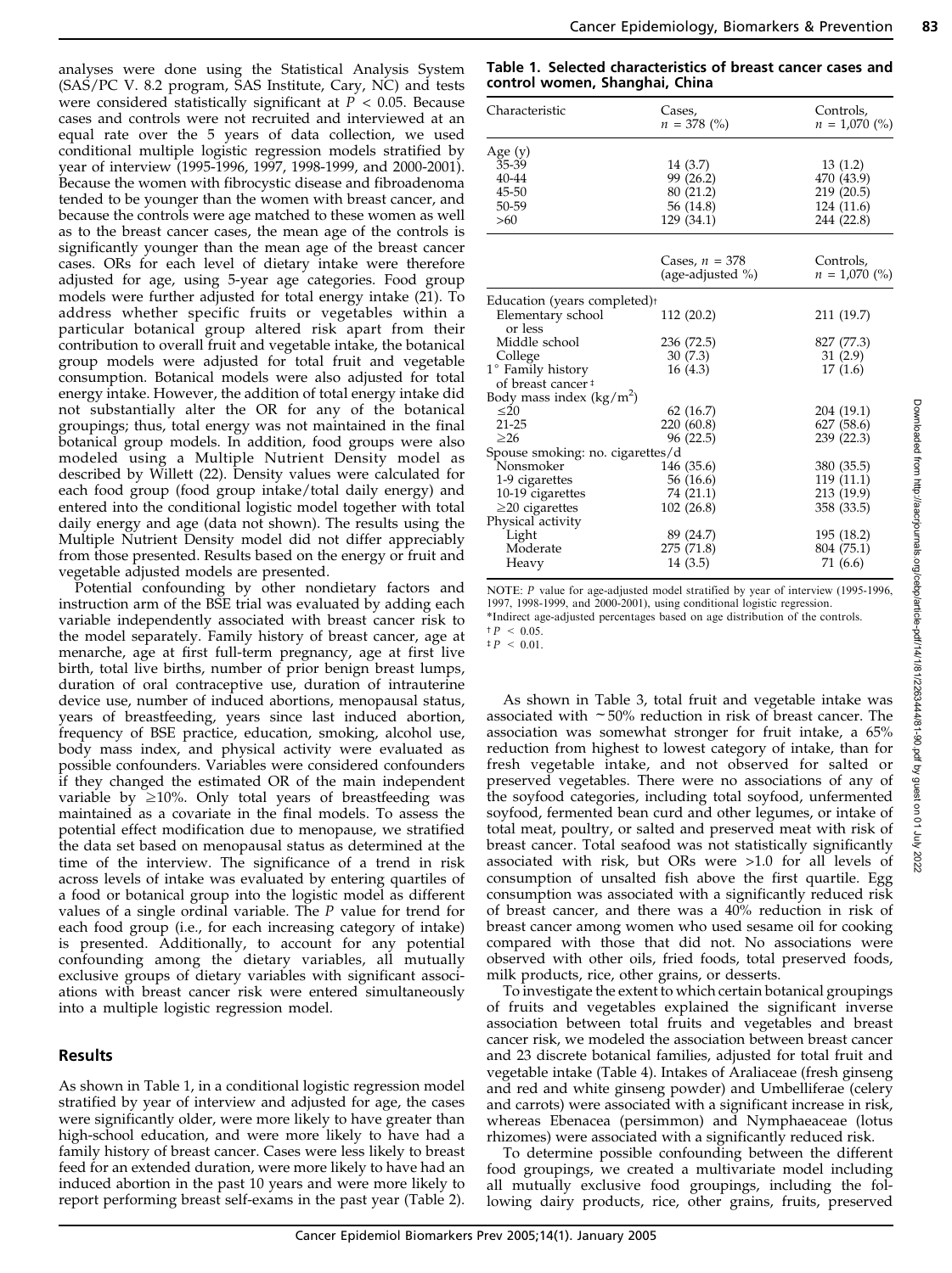analyses were done using the Statistical Analysis System (SAS/PC V. 8.2 program, SAS Institute, Cary, NC) and tests were considered statistically significant at $P < 0.05$. Because cases and controls were not recruited and interviewed at an equal rate over the 5 years of data collection, we used conditional multiple logistic regression models stratified by year of interview (1995-1996, 1997, 1998-1999, and 2000-2001). Because the women with fibrocystic disease and fibroadenoma tended to be younger than the women with breast cancer, and because the controls were age matched to these women as well as to the breast cancer cases, the mean age of the controls is significantly younger than the mean age of the breast cancer cases. ORs for each level of dietary intake were therefore adjusted for age, using 5-year age categories. Food group models were further adjusted for total energy intake (21). To address whether specific fruits or vegetables within a particular botanical group altered risk apart from their contribution to overall fruit and vegetable intake, the botanical group models were adjusted for total fruit and vegetable consumption. Botanical models were also adjusted for total energy intake. However, the addition of total energy intake did not substantially alter the OR for any of the botanical groupings; thus, total energy was not maintained in the final botanical group models. In addition, food groups were also modeled using a Multiple Nutrient Density model as described by Willett (22). Density values were calculated for each food group (food group intake/total daily energy) and entered into the conditional logistic model together with total daily energy and age (data not shown). The results using the Multiple Nutrient Density model did not differ appreciably from those presented. Results based on the energy or fruit and vegetable adjusted models are presented.

Potential confounding by other nondietary factors and instruction arm of the BSE trial was evaluated by adding each variable independently associated with breast cancer risk to the model separately. Family history of breast cancer, age at menarche, age at first full-term pregnancy, age at first live birth, total live births, number of prior benign breast lumps, duration of oral contraceptive use, duration of intrauterine device use, number of induced abortions, menopausal status, years of breastfeeding, years since last induced abortion, frequency of BSE practice, education, smoking, alcohol use, body mass index, and physical activity were evaluated as possible confounders. Variables were considered confounders if they changed the estimated OR of the main independent variable by ≥10%. Only total years of breastfeeding was maintained as a covariate in the final models. To assess the potential effect modification due to menopause, we stratified the data set based on menopausal status as determined at the time of the interview. The significance of a trend in risk across levels of intake was evaluated by entering quartiles of a food or botanical group into the logistic model as different values of a single ordinal variable. The $P$ value for trend for each food group (i.e., for each increasing category of intake) is presented. Additionally, to account for any potential confounding among the dietary variables, all mutually exclusive groups of dietary variables with significant associations with breast cancer risk were entered simultaneously into a multiple logistic regression model.

## Results

As shown in Table 1, in a conditional logistic regression model stratified by year of interview and adjusted for age, the cases were significantly older, were more likely to have greater than high-school education, and were more likely to have had a family history of breast cancer. Cases were less likely to breast feed for an extended duration, were more likely to have had an induced abortion in the past 10 years and were more likely to report performing breast self-exams in the past year (Table 2).

**Table 1. Selected characteristics of breast cancer cases and control women, Shanghai, China**

| Characteristic | Cases, $n$ = 378 (%) | Controls, $n$ = 1,070 (%) |
|---|---|---|
| Age (y) | | |
| 35-39 | 14 (3.7) | 13 (1.2) |
| 40-44 | 99 (26.2) | 470 (43.9) |
| 45-50 | 80 (21.2) | 219 (20.5) |
| 50-59 | 56 (14.8) | 124 (11.6) |
| >60 | 129 (34.1) | 244 (22.8) |
| | Cases, $n$ = 378 (age-adjusted %) | Controls, $n$ = 1,070 (%) |
| Education (years completed)† | | |
| Elementary school or less | 112 (20.2) | 211 (19.7) |
| Middle school | 236 (72.5) | 827 (77.3) |
| College | 30 (7.3) | 31 (2.9) |
| 1° Family history of breast cancer‡ | 16 (4.3) | 17 (1.6) |
| Body mass index (kg/m$^2$) | | |
| ≤20 | 62 (16.7) | 204 (19.1) |
| 21-25 | 220 (60.8) | 627 (58.6) |
| ≥26 | 96 (22.5) | 239 (22.3) |
| Spouse smoking: no. cigarettes/d | | |
| Nonsmoker | 146 (35.6) | 380 (35.5) |
| 1-9 cigarettes | 56 (16.6) | 119 (11.1) |
| 10-19 cigarettes | 74 (21.1) | 213 (19.9) |
| ≥20 cigarettes | 102 (26.8) | 358 (33.5) |
| Physical activity | | |
| Light | 89 (24.7) | 195 (18.2) |
| Moderate | 275 (71.8) | 804 (75.1) |
| Heavy | 14 (3.5) | 71 (6.6) |

NOTE: $P$ value for age-adjusted model stratified by year of interview (1995-1996, 1997, 1998-1999, and 2000-2001), using conditional logistic regression.
*Indirect age-adjusted percentages based on age distribution of the controls.
† $P < 0.05$.
‡ $P < 0.01$.

As shown in Table 3, total fruit and vegetable intake was associated with ~50% reduction in risk of breast cancer. The association was somewhat stronger for fruit intake, a 65% reduction from highest to lowest category of intake, than for fresh vegetable intake, and not observed for salted or preserved vegetables. There were no associations of any of the soyfood categories, including total soyfood, unfermented soyfood, fermented bean curd and other legumes, or intake of total meat, poultry, or salted and preserved meat with risk of breast cancer. Total seafood was not statistically significantly associated with risk, but ORs were >1.0 for all levels of consumption of unsalted fish above the first quartile. Egg consumption was associated with a significantly reduced risk of breast cancer, and there was a 40% reduction in risk of breast cancer among women who used sesame oil for cooking compared with those that did not. No associations were observed with other oils, fried foods, total preserved foods, milk products, rice, other grains, or desserts.

To investigate the extent to which certain botanical groupings of fruits and vegetables explained the significant inverse association between total fruits and vegetables and breast cancer risk, we modeled the association between breast cancer and 23 discrete botanical families, adjusted for total fruit and vegetable intake (Table 4). Intakes of Araliaceae (fresh ginseng and red and white ginseng powder) and Umbelliferae (celery and carrots) were associated with a significant increase in risk, whereas Ebenacea (persimmon) and Nymphaeaceae (lotus rhizomes) were associated with a significantly reduced risk.

To determine possible confounding between the different food groupings, we created a multivariate model including all mutually exclusive food groupings, including the following dairy products, rice, other grains, fruits, preserved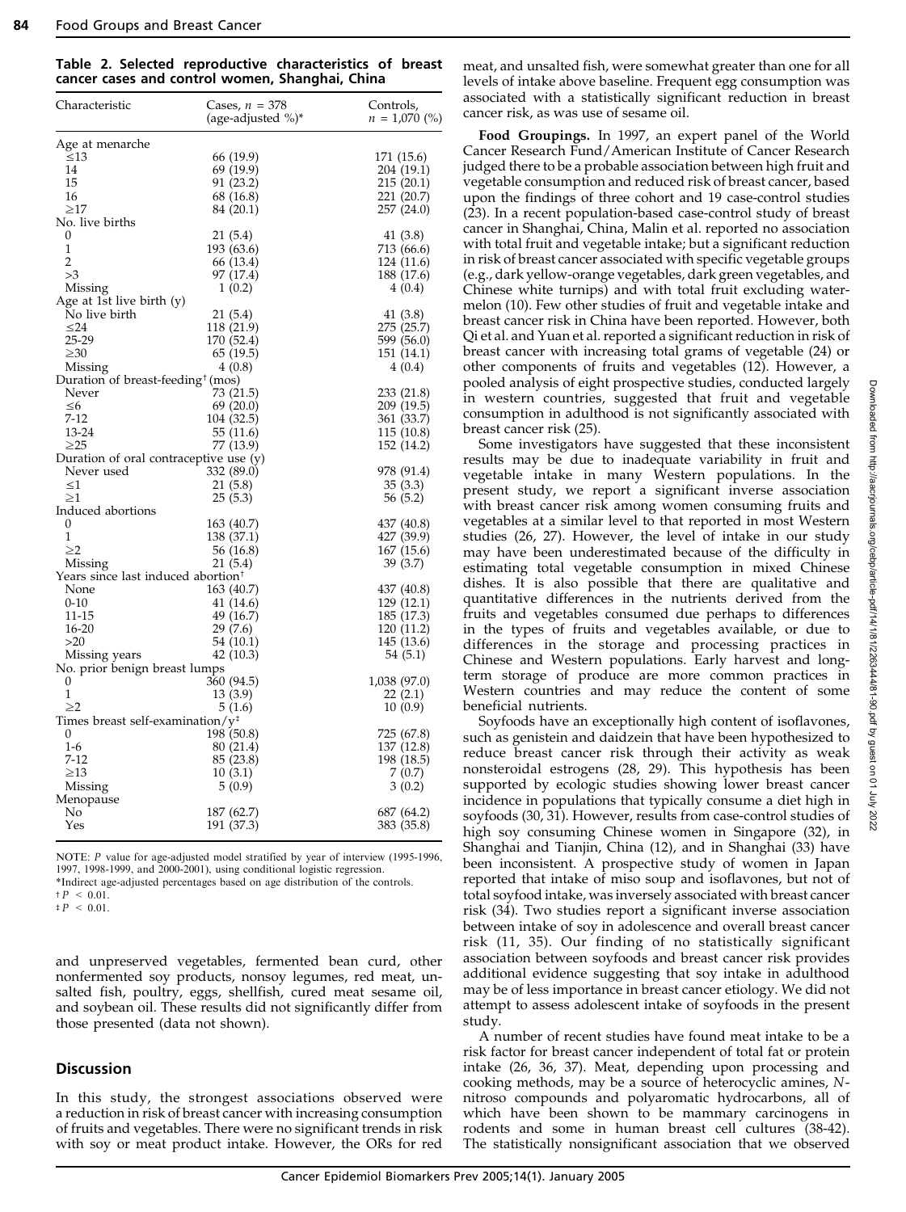**Table 2. Selected reproductive characteristics of breast cancer cases and control women, Shanghai, China**

| Characteristic | Cases, $n = 378$ (age-adjusted %)* | Controls, $n = 1{,}070$ (%) |
|---|---|---|
| Age at menarche | | |
| ≤13 | 66 (19.9) | 171 (15.6) |
| 14 | 69 (19.9) | 204 (19.1) |
| 15 | 91 (23.2) | 215 (20.1) |
| 16 | 68 (16.8) | 221 (20.7) |
| ≥17 | 84 (20.1) | 257 (24.0) |
| No. live births | | |
| 0 | 21 (5.4) | 41 (3.8) |
| 1 | 193 (63.6) | 713 (66.6) |
| 2 | 66 (13.4) | 124 (11.6) |
| >3 | 97 (17.4) | 188 (17.6) |
| Missing | 1 (0.2) | 4 (0.4) |
| Age at 1st live birth (y) | | |
| No live birth | 21 (5.4) | 41 (3.8) |
| ≤24 | 118 (21.9) | 275 (25.7) |
| 25-29 | 170 (52.4) | 599 (56.0) |
| ≥30 | 65 (19.5) | 151 (14.1) |
| Missing | 4 (0.8) | 4 (0.4) |
| Duration of breast-feeding† (mos) | | |
| Never | 73 (21.5) | 233 (21.8) |
| ≤6 | 69 (20.0) | 209 (19.5) |
| 7-12 | 104 (32.5) | 361 (33.7) |
| 13-24 | 55 (11.6) | 115 (10.8) |
| ≥25 | 77 (13.9) | 152 (14.2) |
| Duration of oral contraceptive use (y) | | |
| Never used | 332 (89.0) | 978 (91.4) |
| ≤1 | 21 (5.8) | 35 (3.3) |
| ≥1 | 25 (5.3) | 56 (5.2) |
| Induced abortions | | |
| 0 | 163 (40.7) | 437 (40.8) |
| 1 | 138 (37.1) | 427 (39.9) |
| ≥2 | 56 (16.8) | 167 (15.6) |
| Missing | 21 (5.4) | 39 (3.7) |
| Years since last induced abortion† | | |
| None | 163 (40.7) | 437 (40.8) |
| 0-10 | 41 (14.6) | 129 (12.1) |
| 11-15 | 49 (16.7) | 185 (17.3) |
| 16-20 | 29 (7.6) | 120 (11.2) |
| >20 | 54 (10.1) | 145 (13.6) |
| Missing years | 42 (10.3) | 54 (5.1) |
| No. prior benign breast lumps | | |
| 0 | 360 (94.5) | 1,038 (97.0) |
| 1 | 13 (3.9) | 22 (2.1) |
| ≥2 | 5 (1.6) | 10 (0.9) |
| Times breast self-examination/y‡ | | |
| 0 | 198 (50.8) | 725 (67.8) |
| 1-6 | 80 (21.4) | 137 (12.8) |
| 7-12 | 85 (23.8) | 198 (18.5) |
| ≥13 | 10 (3.1) | 7 (0.7) |
| Missing | 5 (0.9) | 3 (0.2) |
| Menopause | | |
| No | 187 (62.7) | 687 (64.2) |
| Yes | 191 (37.3) | 383 (35.8) |

NOTE: *P* value for age-adjusted model stratified by year of interview (1995-1996, 1997, 1998-1999, and 2000-2001), using conditional logistic regression.
*Indirect age-adjusted percentages based on age distribution of the controls.
† $P < 0.01$.
‡ $P < 0.01$.

and unpreserved vegetables, fermented bean curd, other nonfermented soy products, nonsoy legumes, red meat, unsalted fish, poultry, eggs, shellfish, cured meat sesame oil, and soybean oil. These results did not significantly differ from those presented (data not shown).

## Discussion

In this study, the strongest associations observed were a reduction in risk of breast cancer with increasing consumption of fruits and vegetables. There were no significant trends in risk with soy or meat product intake. However, the ORs for red meat, and unsalted fish, were somewhat greater than one for all levels of intake above baseline. Frequent egg consumption was associated with a statistically significant reduction in breast cancer risk, as was use of sesame oil.

**Food Groupings.** In 1997, an expert panel of the World Cancer Research Fund/American Institute of Cancer Research judged there to be a probable association between high fruit and vegetable consumption and reduced risk of breast cancer, based upon the findings of three cohort and 19 case-control studies (23). In a recent population-based case-control study of breast cancer in Shanghai, China, Malin et al. reported no association with total fruit and vegetable intake; but a significant reduction in risk of breast cancer associated with specific vegetable groups (e.g., dark yellow-orange vegetables, dark green vegetables, and Chinese white turnips) and with total fruit excluding watermelon (10). Few other studies of fruit and vegetable intake and breast cancer risk in China have been reported. However, both Qi et al. and Yuan et al. reported a significant reduction in risk of breast cancer with increasing total grams of vegetable (24) or other components of fruits and vegetables (12). However, a pooled analysis of eight prospective studies, conducted largely in western countries, suggested that fruit and vegetable consumption in adulthood is not significantly associated with breast cancer risk (25).

Some investigators have suggested that these inconsistent results may be due to inadequate variability in fruit and vegetable intake in many Western populations. In the present study, we report a significant inverse association with breast cancer risk among women consuming fruits and vegetables at a similar level to that reported in most Western studies (26, 27). However, the level of intake in our study may have been underestimated because of the difficulty in estimating total vegetable consumption in mixed Chinese dishes. It is also possible that there are qualitative and quantitative differences in the nutrients derived from the fruits and vegetables consumed due perhaps to differences in the types of fruits and vegetables available, or due to differences in the storage and processing practices in Chinese and Western populations. Early harvest and long-term storage of produce are more common practices in Western countries and may reduce the content of some beneficial nutrients.

Soyfoods have an exceptionally high content of isoflavones, such as genistein and daidzein that have been hypothesized to reduce breast cancer risk through their activity as weak nonsteroidal estrogens (28, 29). This hypothesis has been supported by ecologic studies showing lower breast cancer incidence in populations that typically consume a diet high in soyfoods (30, 31). However, results from case-control studies of high soy consuming Chinese women in Singapore (32), in Shanghai and Tianjin, China (12), and in Shanghai (33) have been inconsistent. A prospective study of women in Japan reported that intake of miso soup and isoflavones, but not of total soyfood intake, was inversely associated with breast cancer risk (34). Two studies report a significant inverse association between intake of soy in adolescence and overall breast cancer risk (11, 35). Our finding of no statistically significant association between soyfoods and breast cancer risk provides additional evidence suggesting that soy intake in adulthood may be of less importance in breast cancer etiology. We did not attempt to assess adolescent intake of soyfoods in the present study.

A number of recent studies have found meat intake to be a risk factor for breast cancer independent of total fat or protein intake (26, 36, 37). Meat, depending upon processing and cooking methods, may be a source of heterocyclic amines, *N*-nitroso compounds and polyaromatic hydrocarbons, all of which have been shown to be mammary carcinogens in rodents and some in human breast cell cultures (38-42). The statistically nonsignificant association that we observed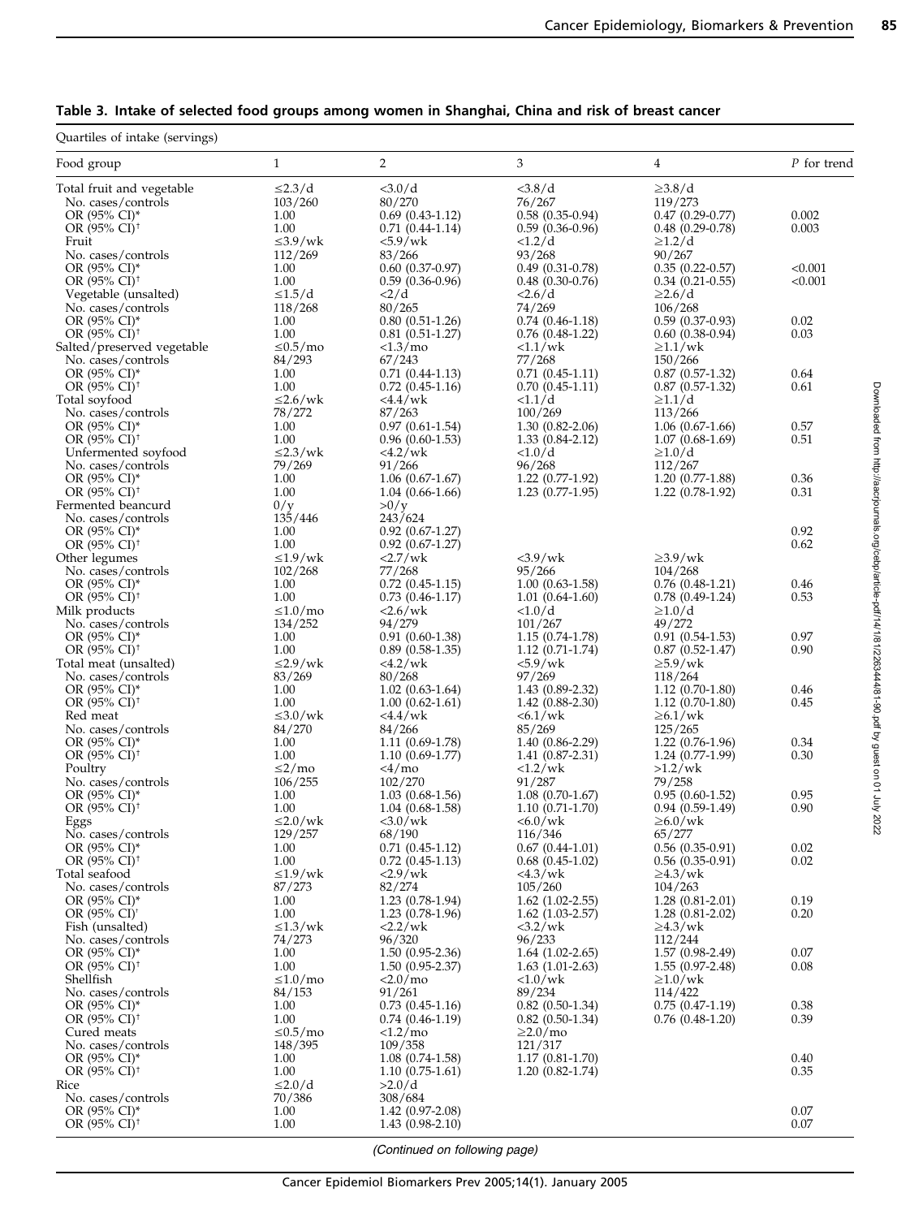**Table 3. Intake of selected food groups among women in Shanghai, China and risk of breast cancer**

| Quartiles of intake (servings) | | | | | |
|---|---|---|---|---|---|
| Food group | 1 | 2 | 3 | 4 | *P* for trend |
| Total fruit and vegetable | ≤2.3/d | <3.0/d | <3.8/d | ≥3.8/d | |
| No. cases/controls | 103/260 | 80/270 | 76/267 | 119/273 | |
| OR (95% CI)* | 1.00 | 0.69 (0.43-1.12) | 0.58 (0.35-0.94) | 0.47 (0.29-0.77) | 0.002 |
| OR (95% CI)† | 1.00 | 0.71 (0.44-1.14) | 0.59 (0.36-0.96) | 0.48 (0.29-0.78) | 0.003 |
| Fruit | ≤3.9/wk | <5.9/wk | <1.2/d | ≥1.2/d | |
| No. cases/controls | 112/269 | 83/266 | 93/268 | 90/267 | |
| OR (95% CI)* | 1.00 | 0.60 (0.37-0.97) | 0.49 (0.31-0.78) | 0.35 (0.22-0.57) | <0.001 |
| OR (95% CI)† | 1.00 | 0.59 (0.36-0.96) | 0.48 (0.30-0.76) | 0.34 (0.21-0.55) | <0.001 |
| Vegetable (unsalted) | ≤1.5/d | <2/d | <2.6/d | ≥2.6/d | |
| No. cases/controls | 118/268 | 80/265 | 74/269 | 106/268 | |
| OR (95% CI)* | 1.00 | 0.80 (0.51-1.26) | 0.74 (0.46-1.18) | 0.59 (0.37-0.93) | 0.02 |
| OR (95% CI)† | 1.00 | 0.81 (0.51-1.27) | 0.76 (0.48-1.22) | 0.60 (0.38-0.94) | 0.03 |
| Salted/preserved vegetable | ≤0.5/mo | <1.3/mo | <1.1/wk | ≥1.1/wk | |
| No. cases/controls | 84/293 | 67/243 | 77/268 | 150/266 | |
| OR (95% CI)* | 1.00 | 0.71 (0.44-1.13) | 0.71 (0.45-1.11) | 0.87 (0.57-1.32) | 0.64 |
| OR (95% CI)† | 1.00 | 0.72 (0.45-1.16) | 0.70 (0.45-1.11) | 0.87 (0.57-1.32) | 0.61 |
| Total soyfood | ≤2.6/wk | <4.4/wk | <1.1/d | ≥1.1/d | |
| No. cases/controls | 78/272 | 87/263 | 100/269 | 113/266 | |
| OR (95% CI)* | 1.00 | 0.97 (0.61-1.54) | 1.30 (0.82-2.06) | 1.06 (0.67-1.66) | 0.57 |
| OR (95% CI)† | 1.00 | 0.96 (0.60-1.53) | 1.33 (0.84-2.12) | 1.07 (0.68-1.69) | 0.51 |
| Unfermented soyfood | ≤2.3/wk | <4.2/wk | <1.0/d | ≥1.0/d | |
| No. cases/controls | 79/269 | 91/266 | 96/268 | 112/267 | |
| OR (95% CI)* | 1.00 | 1.06 (0.67-1.67) | 1.22 (0.77-1.92) | 1.20 (0.77-1.88) | 0.36 |
| OR (95% CI)† | 1.00 | 1.04 (0.66-1.66) | 1.23 (0.77-1.95) | 1.22 (0.78-1.92) | 0.31 |
| Fermented beancurd | 0/y | >0/y | | | |
| No. cases/controls | 135/446 | 243/624 | | | |
| OR (95% CI)* | 1.00 | 0.92 (0.67-1.27) | | | 0.92 |
| OR (95% CI)† | 1.00 | 0.92 (0.67-1.27) | | | 0.62 |
| Other legumes | ≤1.9/wk | <2.7/wk | <3.9/wk | ≥3.9/wk | |
| No. cases/controls | 102/268 | 77/268 | 95/266 | 104/268 | |
| OR (95% CI)* | 1.00 | 0.72 (0.45-1.15) | 1.00 (0.63-1.58) | 0.76 (0.48-1.21) | 0.46 |
| OR (95% CI)† | 1.00 | 0.73 (0.46-1.17) | 1.01 (0.64-1.60) | 0.78 (0.49-1.24) | 0.53 |
| Milk products | ≤1.0/mo | <2.6/wk | <1.0/d | ≥1.0/d | |
| No. cases/controls | 134/252 | 94/279 | 101/267 | 49/272 | |
| OR (95% CI)* | 1.00 | 0.91 (0.60-1.38) | 1.15 (0.74-1.78) | 0.91 (0.54-1.53) | 0.97 |
| OR (95% CI)† | 1.00 | 0.89 (0.58-1.35) | 1.12 (0.71-1.74) | 0.87 (0.52-1.47) | 0.90 |
| Total meat (unsalted) | ≤2.9/wk | <4.2/wk | <5.9/wk | ≥5.9/wk | |
| No. cases/controls | 83/269 | 80/268 | 97/269 | 118/264 | |
| OR (95% CI)* | 1.00 | 1.02 (0.63-1.64) | 1.43 (0.89-2.32) | 1.12 (0.70-1.80) | 0.46 |
| OR (95% CI)† | 1.00 | 1.00 (0.62-1.61) | 1.42 (0.88-2.30) | 1.12 (0.70-1.80) | 0.45 |
| Red meat | ≤3.0/wk | <4.4/wk | <6.1/wk | ≥6.1/wk | |
| No. cases/controls | 84/270 | 84/266 | 85/269 | 125/265 | |
| OR (95% CI)* | 1.00 | 1.11 (0.69-1.78) | 1.40 (0.86-2.29) | 1.22 (0.76-1.96) | 0.34 |
| OR (95% CI)† | 1.00 | 1.10 (0.69-1.77) | 1.41 (0.87-2.31) | 1.24 (0.77-1.99) | 0.30 |
| Poultry | ≤2/mo | <4/mo | <1.2/wk | >1.2/wk | |
| No. cases/controls | 106/255 | 102/270 | 91/287 | 79/258 | |
| OR (95% CI)* | 1.00 | 1.03 (0.68-1.56) | 1.08 (0.70-1.67) | 0.95 (0.60-1.52) | 0.95 |
| OR (95% CI)† | 1.00 | 1.04 (0.68-1.58) | 1.10 (0.71-1.70) | 0.94 (0.59-1.49) | 0.90 |
| Eggs | ≤2.0/wk | <3.0/wk | <6.0/wk | ≥6.0/wk | |
| No. cases/controls | 129/257 | 68/190 | 116/346 | 65/277 | |
| OR (95% CI)* | 1.00 | 0.71 (0.45-1.12) | 0.67 (0.44-1.01) | 0.56 (0.35-0.91) | 0.02 |
| OR (95% CI)† | 1.00 | 0.72 (0.45-1.13) | 0.68 (0.45-1.02) | 0.56 (0.35-0.91) | 0.02 |
| Total seafood | ≤1.9/wk | <2.9/wk | <4.3/wk | ≥4.3/wk | |
| No. cases/controls | 87/273 | 82/274 | 105/260 | 104/263 | |
| OR (95% CI)* | 1.00 | 1.23 (0.78-1.94) | 1.62 (1.02-2.55) | 1.28 (0.81-2.01) | 0.19 |
| OR (95% CI)† | 1.00 | 1.23 (0.78-1.96) | 1.62 (1.03-2.57) | 1.28 (0.81-2.02) | 0.20 |
| Fish (unsalted) | ≤1.3/wk | <2.2/wk | <3.2/wk | ≥4.3/wk | |
| No. cases/controls | 74/273 | 96/320 | 96/233 | 112/244 | |
| OR (95% CI)* | 1.00 | 1.50 (0.95-2.36) | 1.64 (1.02-2.65) | 1.57 (0.98-2.49) | 0.07 |
| OR (95% CI)† | 1.00 | 1.50 (0.95-2.37) | 1.63 (1.01-2.63) | 1.55 (0.97-2.48) | 0.08 |
| Shellfish | ≤1.0/mo | <2.0/mo | <1.0/wk | ≥1.0/wk | |
| No. cases/controls | 84/153 | 91/261 | 89/234 | 114/422 | |
| OR (95% CI)* | 1.00 | 0.73 (0.45-1.16) | 0.82 (0.50-1.34) | 0.75 (0.47-1.19) | 0.38 |
| OR (95% CI)† | 1.00 | 0.74 (0.46-1.19) | 0.82 (0.50-1.34) | 0.76 (0.48-1.20) | 0.39 |
| Cured meats | ≤0.5/mo | <1.2/mo | ≥2.0/mo | | |
| No. cases/controls | 148/395 | 109/358 | 121/317 | | |
| OR (95% CI)* | 1.00 | 1.08 (0.74-1.58) | 1.17 (0.81-1.70) | | 0.40 |
| OR (95% CI)† | 1.00 | 1.10 (0.75-1.61) | 1.20 (0.82-1.74) | | 0.35 |
| Rice | ≤2.0/d | >2.0/d | | | |
| No. cases/controls | 70/386 | 308/684 | | | |
| OR (95% CI)* | 1.00 | 1.42 (0.97-2.08) | | | 0.07 |
| OR (95% CI)† | 1.00 | 1.43 (0.98-2.10) | | | 0.07 |

*(Continued on following page)*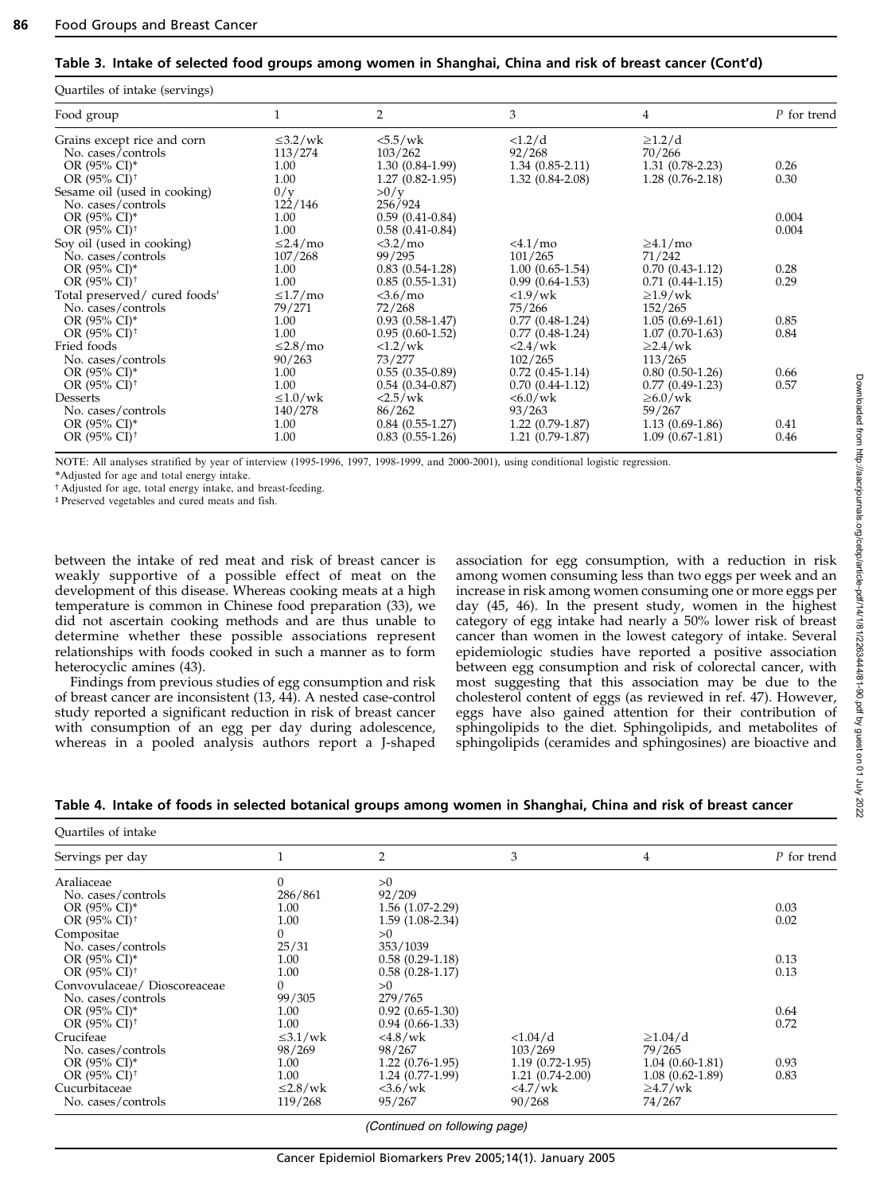**Table 3. Intake of selected food groups among women in Shanghai, China and risk of breast cancer (Cont'd)**

| Quartiles of intake (servings) | | | | | |
|---|---|---|---|---|---|
| Food group | 1 | 2 | 3 | 4 | *P* for trend |
| Grains except rice and corn | ≤3.2/wk | <5.5/wk | <1.2/d | ≥1.2/d | |
| No. cases/controls | 113/274 | 103/262 | 92/268 | 70/266 | |
| OR (95% CI)* | 1.00 | 1.30 (0.84-1.99) | 1.34 (0.85-2.11) | 1.31 (0.78-2.23) | 0.26 |
| OR (95% CI)† | 1.00 | 1.27 (0.82-1.95) | 1.32 (0.84-2.08) | 1.28 (0.76-2.18) | 0.30 |
| Sesame oil (used in cooking) | 0/y | >0/y | | | |
| No. cases/controls | 122/146 | 256/924 | | | |
| OR (95% CI)* | 1.00 | 0.59 (0.41-0.84) | | | 0.004 |
| OR (95% CI)† | 1.00 | 0.58 (0.41-0.84) | | | 0.004 |
| Soy oil (used in cooking) | ≤2.4/mo | <3.2/mo | <4.1/mo | ≥4.1/mo | |
| No. cases/controls | 107/268 | 99/295 | 101/265 | 71/242 | |
| OR (95% CI)* | 1.00 | 0.83 (0.54-1.28) | 1.00 (0.65-1.54) | 0.70 (0.43-1.12) | 0.28 |
| OR (95% CI)† | 1.00 | 0.85 (0.55-1.31) | 0.99 (0.64-1.53) | 0.71 (0.44-1.15) | 0.29 |
| Total preserved/ cured foods‡ | ≤1.7/mo | <3.6/mo | <1.9/wk | ≥1.9/wk | |
| No. cases/controls | 79/271 | 72/268 | 75/266 | 152/265 | |
| OR (95% CI)* | 1.00 | 0.93 (0.58-1.47) | 0.77 (0.48-1.24) | 1.05 (0.69-1.61) | 0.85 |
| OR (95% CI)† | 1.00 | 0.95 (0.60-1.52) | 0.77 (0.48-1.24) | 1.07 (0.70-1.63) | 0.84 |
| Fried foods | ≤2.8/mo | <1.2/wk | <2.4/wk | ≥2.4/wk | |
| No. cases/controls | 90/263 | 73/277 | 102/265 | 113/265 | |
| OR (95% CI)* | 1.00 | 0.55 (0.35-0.89) | 0.72 (0.45-1.14) | 0.80 (0.50-1.26) | 0.66 |
| OR (95% CI)† | 1.00 | 0.54 (0.34-0.87) | 0.70 (0.44-1.12) | 0.77 (0.49-1.23) | 0.57 |
| Desserts | ≤1.0/wk | <2.5/wk | <6.0/wk | ≥6.0/wk | |
| No. cases/controls | 140/278 | 86/262 | 93/263 | 59/267 | |
| OR (95% CI)* | 1.00 | 0.84 (0.55-1.27) | 1.22 (0.79-1.87) | 1.13 (0.69-1.86) | 0.41 |
| OR (95% CI)† | 1.00 | 0.83 (0.55-1.26) | 1.21 (0.79-1.87) | 1.09 (0.67-1.81) | 0.46 |

NOTE: All analyses stratified by year of interview (1995-1996, 1997, 1998-1999, and 2000-2001), using conditional logistic regression.
*Adjusted for age and total energy intake.
† Adjusted for age, total energy intake, and breast-feeding.
‡ Preserved vegetables and cured meats and fish.

between the intake of red meat and risk of breast cancer is weakly supportive of a possible effect of meat on the development of this disease. Whereas cooking meats at a high temperature is common in Chinese food preparation (33), we did not ascertain cooking methods and are thus unable to determine whether these possible associations represent relationships with foods cooked in such a manner as to form heterocyclic amines (43).

Findings from previous studies of egg consumption and risk of breast cancer are inconsistent (13, 44). A nested case-control study reported a significant reduction in risk of breast cancer with consumption of an egg per day during adolescence, whereas in a pooled analysis authors report a J-shaped association for egg consumption, with a reduction in risk among women consuming less than two eggs per week and an increase in risk among women consuming one or more eggs per day (45, 46). In the present study, women in the highest category of egg intake had nearly a 50% lower risk of breast cancer than women in the lowest category of intake. Several epidemiologic studies have reported a positive association between egg consumption and risk of colorectal cancer, with most suggesting that this association may be due to the cholesterol content of eggs (as reviewed in ref. 47). However, eggs have also gained attention for their contribution of sphingolipids to the diet. Sphingolipids, and metabolites of sphingolipids (ceramides and sphingosines) are bioactive and

**Table 4. Intake of foods in selected botanical groups among women in Shanghai, China and risk of breast cancer**

| Quartiles of intake | | | | | |
|---|---|---|---|---|---|
| Servings per day | 1 | 2 | 3 | 4 | *P* for trend |
| Araliaceae | 0 | >0 | | | |
| No. cases/controls | 286/861 | 92/209 | | | |
| OR (95% CI)* | 1.00 | 1.56 (1.07-2.29) | | | 0.03 |
| OR (95% CI)† | 1.00 | 1.59 (1.08-2.34) | | | 0.02 |
| Compositae | 0 | >0 | | | |
| No. cases/controls | 25/31 | 353/1039 | | | |
| OR (95% CI)* | 1.00 | 0.58 (0.29-1.18) | | | 0.13 |
| OR (95% CI)† | 1.00 | 0.58 (0.28-1.17) | | | 0.13 |
| Convovulaceae/ Dioscoreaceae | 0 | >0 | | | |
| No. cases/controls | 99/305 | 279/765 | | | |
| OR (95% CI)* | 1.00 | 0.92 (0.65-1.30) | | | 0.64 |
| OR (95% CI)† | 1.00 | 0.94 (0.66-1.33) | | | 0.72 |
| Cruciferae | ≤3.1/wk | <4.8/wk | <1.04/d | ≥1.04/d | |
| No. cases/controls | 98/269 | 98/267 | 103/269 | 79/265 | |
| OR (95% CI)* | 1.00 | 1.22 (0.76-1.95) | 1.19 (0.72-1.95) | 1.04 (0.60-1.81) | 0.93 |
| OR (95% CI)† | 1.00 | 1.24 (0.77-1.99) | 1.21 (0.74-2.00) | 1.08 (0.62-1.89) | 0.83 |
| Cucurbitaceae | ≤2.8/wk | <3.6/wk | <4.7/wk | ≥4.7/wk | |
| No. cases/controls | 119/268 | 95/267 | 90/268 | 74/267 | |

*(Continued on following page)*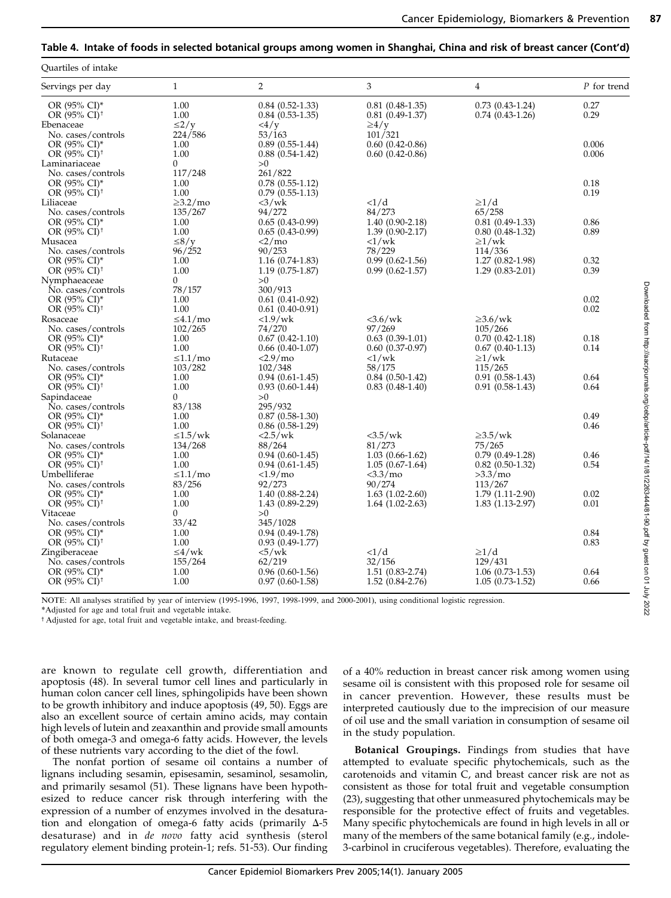**Table 4. Intake of foods in selected botanical groups among women in Shanghai, China and risk of breast cancer (Cont'd)**

| Quartiles of intake | | | | | |
|---|---|---|---|---|---|
| Servings per day | 1 | 2 | 3 | 4 | *P* for trend |
| OR (95% CI)* | 1.00 | 0.84 (0.52-1.33) | 0.81 (0.48-1.35) | 0.73 (0.43-1.24) | 0.27 |
| OR (95% CI)† | 1.00 | 0.84 (0.53-1.35) | 0.81 (0.49-1.37) | 0.74 (0.43-1.26) | 0.29 |
| Ebenaceae | ≤2/y | <4/y | ≥4/y | | |
| No. cases/controls | 224/586 | 53/163 | 101/321 | | |
| OR (95% CI)* | 1.00 | 0.89 (0.55-1.44) | 0.60 (0.42-0.86) | | 0.006 |
| OR (95% CI)† | 1.00 | 0.88 (0.54-1.42) | 0.60 (0.42-0.86) | | 0.006 |
| Laminariaceae | 0 | >0 | | | |
| No. cases/controls | 117/248 | 261/822 | | | |
| OR (95% CI)* | 1.00 | 0.78 (0.55-1.12) | | | 0.18 |
| OR (95% CI)† | 1.00 | 0.79 (0.55-1.13) | | | 0.19 |
| Liliaceae | ≥3.2/mo | <3/wk | <1/d | ≥1/d | |
| No. cases/controls | 135/267 | 94/272 | 84/273 | 65/258 | |
| OR (95% CI)* | 1.00 | 0.65 (0.43-0.99) | 1.40 (0.90-2.18) | 0.81 (0.49-1.33) | 0.86 |
| OR (95% CI)† | 1.00 | 0.65 (0.43-0.99) | 1.39 (0.90-2.17) | 0.80 (0.48-1.32) | 0.89 |
| Musacea | ≤8/y | <2/mo | <1/wk | ≥1/wk | |
| No. cases/controls | 96/252 | 90/253 | 78/229 | 114/336 | |
| OR (95% CI)* | 1.00 | 1.16 (0.74-1.83) | 0.99 (0.62-1.56) | 1.27 (0.82-1.98) | 0.32 |
| OR (95% CI)† | 1.00 | 1.19 (0.75-1.87) | 0.99 (0.62-1.57) | 1.29 (0.83-2.01) | 0.39 |
| Nymphaeaceae | 0 | >0 | | | |
| No. cases/controls | 78/157 | 300/913 | | | |
| OR (95% CI)* | 1.00 | 0.61 (0.41-0.92) | | | 0.02 |
| OR (95% CI)† | 1.00 | 0.61 (0.40-0.91) | | | 0.02 |
| Rosaceae | ≤4.1/mo | <1.9/wk | <3.6/wk | ≥3.6/wk | |
| No. cases/controls | 102/265 | 74/270 | 97/269 | 105/266 | |
| OR (95% CI)* | 1.00 | 0.67 (0.42-1.10) | 0.63 (0.39-1.01) | 0.70 (0.42-1.18) | 0.18 |
| OR (95% CI)† | 1.00 | 0.66 (0.40-1.07) | 0.60 (0.37-0.97) | 0.67 (0.40-1.13) | 0.14 |
| Rutaceae | ≤1.1/mo | <2.9/mo | <1/wk | ≥1/wk | |
| No. cases/controls | 103/282 | 102/348 | 58/175 | 115/265 | |
| OR (95% CI)* | 1.00 | 0.94 (0.61-1.45) | 0.84 (0.50-1.42) | 0.91 (0.58-1.43) | 0.64 |
| OR (95% CI)† | 1.00 | 0.93 (0.60-1.44) | 0.83 (0.48-1.40) | 0.91 (0.58-1.43) | 0.64 |
| Sapindaceae | 0 | >0 | | | |
| No. cases/controls | 83/138 | 295/932 | | | |
| OR (95% CI)* | 1.00 | 0.87 (0.58-1.30) | | | 0.49 |
| OR (95% CI)† | 1.00 | 0.86 (0.58-1.29) | | | 0.46 |
| Solanaceae | ≤1.5/wk | <2.5/wk | <3.5/wk | ≥3.5/wk | |
| No. cases/controls | 134/268 | 88/264 | 81/273 | 75/265 | |
| OR (95% CI)* | 1.00 | 0.94 (0.60-1.45) | 1.03 (0.66-1.62) | 0.79 (0.49-1.28) | 0.46 |
| OR (95% CI)† | 1.00 | 0.94 (0.61-1.45) | 1.05 (0.67-1.64) | 0.82 (0.50-1.32) | 0.54 |
| Umbelliferae | ≤1.1/mo | <1.9/mo | <3.3/mo | >3.3/mo | |
| No. cases/controls | 83/256 | 92/273 | 90/274 | 113/267 | |
| OR (95% CI)* | 1.00 | 1.40 (0.88-2.24) | 1.63 (1.02-2.60) | 1.79 (1.11-2.90) | 0.02 |
| OR (95% CI)† | 1.00 | 1.43 (0.89-2.29) | 1.64 (1.02-2.63) | 1.83 (1.13-2.97) | 0.01 |
| Vitaceae | 0 | >0 | | | |
| No. cases/controls | 33/42 | 345/1028 | | | |
| OR (95% CI)* | 1.00 | 0.94 (0.49-1.78) | | | 0.84 |
| OR (95% CI)† | 1.00 | 0.93 (0.49-1.77) | | | 0.83 |
| Zingiberaceae | ≤4/wk | <5/wk | <1/d | ≥1/d | |
| No. cases/controls | 155/264 | 62/219 | 32/156 | 129/431 | |
| OR (95% CI)* | 1.00 | 0.96 (0.60-1.56) | 1.51 (0.83-2.74) | 1.06 (0.73-1.53) | 0.64 |
| OR (95% CI)† | 1.00 | 0.97 (0.60-1.58) | 1.52 (0.84-2.76) | 1.05 (0.73-1.52) | 0.66 |

NOTE: All analyses stratified by year of interview (1995-1996, 1997, 1998-1999, and 2000-2001), using conditional logistic regression.

*Adjusted for age and total fruit and vegetable intake.

†Adjusted for age, total fruit and vegetable intake, and breast-feeding.

are known to regulate cell growth, differentiation and apoptosis (48). In several tumor cell lines and particularly in human colon cancer cell lines, sphingolipids have been shown to be growth inhibitory and induce apoptosis (49, 50). Eggs are also an excellent source of certain amino acids, may contain high levels of lutein and zeaxanthin and provide small amounts of both omega-3 and omega-6 fatty acids. However, the levels of these nutrients vary according to the diet of the fowl.

The nonfat portion of sesame oil contains a number of lignans including sesamin, episesamin, sesaminol, sesamolin, and primarily sesamol (51). These lignans have been hypothesized to reduce cancer risk through interfering with the expression of a number of enzymes involved in the desaturation and elongation of omega-6 fatty acids (primarily Δ-5 desaturase) and in *de novo* fatty acid synthesis (sterol regulatory element binding protein-1; refs. 51-53). Our finding of a 40% reduction in breast cancer risk among women using sesame oil is consistent with this proposed role for sesame oil in cancer prevention. However, these results must be interpreted cautiously due to the imprecision of our measure of oil use and the small variation in consumption of sesame oil in the study population.

**Botanical Groupings.** Findings from studies that have attempted to evaluate specific phytochemicals, such as the carotenoids and vitamin C, and breast cancer risk are not as consistent as those for total fruit and vegetable consumption (23), suggesting that other unmeasured phytochemicals may be responsible for the protective effect of fruits and vegetables. Many specific phytochemicals are found in high levels in all or many of the members of the same botanical family (e.g., indole-3-carbinol in cruciferous vegetables). Therefore, evaluating the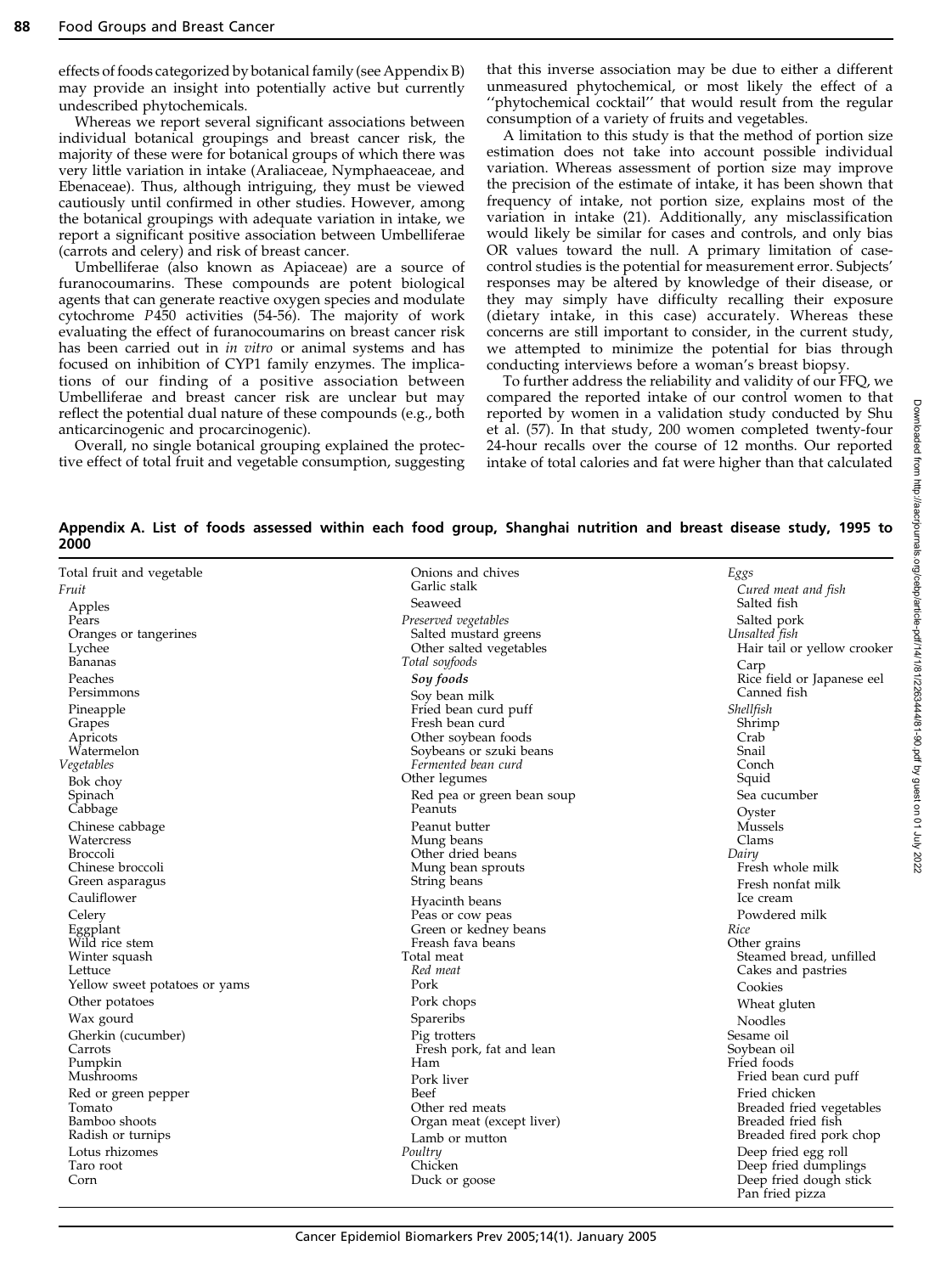effects of foods categorized by botanical family (see Appendix B) may provide an insight into potentially active but currently undescribed phytochemicals.

Whereas we report several significant associations between individual botanical groupings and breast cancer risk, the majority of these were for botanical groups of which there was very little variation in intake (Araliaceae, Nymphaeaceae, and Ebenaceae). Thus, although intriguing, they must be viewed cautiously until confirmed in other studies. However, among the botanical groupings with adequate variation in intake, we report a significant positive association between Umbelliferae (carrots and celery) and risk of breast cancer.

Umbelliferae (also known as Apiaceae) are a source of furanocoumarins. These compounds are potent biological agents that can generate reactive oxygen species and modulate cytochrome *P*450 activities (54-56). The majority of work evaluating the effect of furanocoumarins on breast cancer risk has been carried out in *in vitro* or animal systems and has focused on inhibition of CYP1 family enzymes. The implications of our finding of a positive association between Umbelliferae and breast cancer risk are unclear but may reflect the potential dual nature of these compounds (e.g., both anticarcinogenic and procarcinogenic).

Overall, no single botanical grouping explained the protective effect of total fruit and vegetable consumption, suggesting that this inverse association may be due to either a different unmeasured phytochemical, or most likely the effect of a ''phytochemical cocktail'' that would result from the regular consumption of a variety of fruits and vegetables.

A limitation to this study is that the method of portion size estimation does not take into account possible individual variation. Whereas assessment of portion size may improve the precision of the estimate of intake, it has been shown that frequency of intake, not portion size, explains most of the variation in intake (21). Additionally, any misclassification would likely be similar for cases and controls, and only bias OR values toward the null. A primary limitation of case-control studies is the potential for measurement error. Subjects' responses may be altered by knowledge of their disease, or they may simply have difficulty recalling their exposure (dietary intake, in this case) accurately. Whereas these concerns are still important to consider, in the current study, we attempted to minimize the potential for bias through conducting interviews before a woman's breast biopsy.

To further address the reliability and validity of our FFQ, we compared the reported intake of our control women to that reported by women in a validation study conducted by Shu et al. (57). In that study, 200 women completed twenty-four 24-hour recalls over the course of 12 months. Our reported intake of total calories and fat were higher than that calculated

**Appendix A. List of foods assessed within each food group, Shanghai nutrition and breast disease study, 1995 to 2000**

Total fruit and vegetable
*Fruit*
- Apples
- Pears
- Oranges or tangerines
- Lychee
- Bananas
- Peaches
- Persimmons
- Pineapple
- Grapes
- Apricots
- Watermelon

*Vegetables*
- Bok choy
- Spinach
- Cabbage
- Chinese cabbage
- Watercress
- Broccoli
- Chinese broccoli
- Green asparagus
- Cauliflower
- Celery
- Eggplant
- Wild rice stem
- Winter squash
- Lettuce
- Yellow sweet potatoes or yams
- Other potatoes
- Wax gourd
- Gherkin (cucumber)
- Carrots
- Pumpkin
- Mushrooms
- Red or green pepper
- Tomato
- Bamboo shoots
- Radish or turnips
- Lotus rhizomes
- Taro root
- Corn
- Onions and chives
- Garlic stalk
- Seaweed

*Preserved vegetables*
- Salted mustard greens
- Other salted vegetables

*Total soyfoods*

***Soy foods***
- Soy bean milk
- Fried bean curd puff
- Fresh bean curd
- Other soybean foods
- Soybeans or szuki beans

*Fermented bean curd*

Other legumes
- Red pea or green bean soup
- Peanuts
- Peanut butter
- Mung beans
- Other dried beans
- Mung bean sprouts
- String beans
- Hyacinth beans
- Peas or cow peas
- Green or kedney beans
- Freash fava beans

Total meat
*Red meat*
- Pork
- Pork chops
- Spareribs
- Pig trotters
- Fresh pork, fat and lean
- Ham
- Pork liver
- Beef
- Other red meats
- Organ meat (except liver)
- Lamb or mutton

*Poultry*
- Chicken
- Duck or goose

*Eggs*

*Cured meat and fish*
- Salted fish
- Salted pork

*Unsalted fish*
- Hair tail or yellow crooker
- Carp
- Rice field or Japanese eel
- Canned fish

*Shellfish*
- Shrimp
- Crab
- Snail
- Conch
- Squid
- Sea cucumber
- Oyster
- Mussels
- Clams

*Dairy*
- Fresh whole milk
- Fresh nonfat milk
- Ice cream
- Powdered milk

*Rice*

Other grains
- Steamed bread, unfilled
- Cakes and pastries
- Cookies
- Wheat gluten
- Noodles

Sesame oil

Soybean oil

Fried foods
- Fried bean curd puff
- Fried chicken
- Breaded fried vegetables
- Breaded fried fish
- Breaded fired pork chop
- Deep fried egg roll
- Deep fried dumplings
- Deep fried dough stick
- Pan fried pizza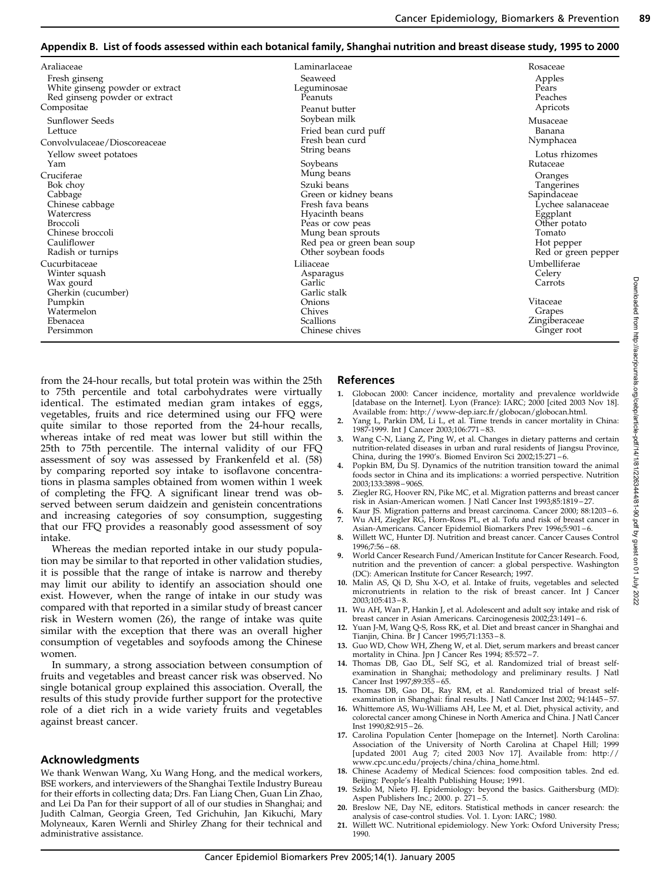**Appendix B. List of foods assessed within each botanical family, Shanghai nutrition and breast disease study, 1995 to 2000**

| | | |
|---|---|---|
| Araliaceae | Laminarlaceae | Rosaceae |
| Fresh ginseng | Seaweed | Apples |
| White ginseng powder or extract | Leguminosae | Pears |
| Red ginseng powder or extract | Peanuts | Peaches |
| Compositae | Peanut butter | Apricots |
| Sunflower Seeds | Soybean milk | Musaceae |
| Lettuce | Fried bean curd puff | Banana |
| Convolvulaceae/Dioscoreaceae | Fresh bean curd | Nymphacea |
| Yellow sweet potatoes | String beans | Lotus rhizomes |
| Yam | Soybeans | Rutaceae |
| Cruciferae | Mung beans | Oranges |
| Bok choy | Szuki beans | Tangerines |
| Cabbage | Green or kidney beans | Sapindaceae |
| Chinese cabbage | Fresh fava beans | Lychee salanaceae |
| Watercress | Hyacinth beans | Eggplant |
| Broccoli | Peas or cow peas | Other potato |
| Chinese broccoli | Mung bean sprouts | Tomato |
| Cauliflower | Red pea or green bean soup | Hot pepper |
| Radish or turnips | Other soybean foods | Red or green pepper |
| Cucurbitaceae | Liliaceae | Umbelliferae |
| Winter squash | Asparagus | Celery |
| Wax gourd | Garlic | Carrots |
| Gherkin (cucumber) | Garlic stalk | |
| Pumpkin | Onions | Vitaceae |
| Watermelon | Chives | Grapes |
| Ebenacea | Scallions | Zingiberaceae |
| Persimmon | Chinese chives | Ginger root |

from the 24-hour recalls, but total protein was within the 25th to 75th percentile and total carbohydrates were virtually identical. The estimated median gram intakes of eggs, vegetables, fruits and rice determined using our FFQ were quite similar to those reported from the 24-hour recalls, whereas intake of red meat was lower but still within the 25th to 75th percentile. The internal validity of our FFQ assessment of soy was assessed by Frankenfeld et al. (58) by comparing reported soy intake to isoflavone concentrations in plasma samples obtained from women within 1 week of completing the FFQ. A significant linear trend was observed between serum daidzein and genistein concentrations and increasing categories of soy consumption, suggesting that our FFQ provides a reasonably good assessment of soy intake.

Whereas the median reported intake in our study population may be similar to that reported in other validation studies, it is possible that the range of intake is narrow and thereby may limit our ability to identify an association should one exist. However, when the range of intake in our study was compared with that reported in a similar study of breast cancer risk in Western women (26), the range of intake was quite similar with the exception that there was an overall higher consumption of vegetables and soyfoods among the Chinese women.

In summary, a strong association between consumption of fruits and vegetables and breast cancer risk was observed. No single botanical group explained this association. Overall, the results of this study provide further support for the protective role of a diet rich in a wide variety fruits and vegetables against breast cancer.

## Acknowledgments

We thank Wenwan Wang, Xu Wang Hong, and the medical workers, BSE workers, and interviewers of the Shanghai Textile Industry Bureau for their efforts in collecting data; Drs. Fan Liang Chen, Guan Lin Zhao, and Lei Da Pan for their support of all of our studies in Shanghai; and Judith Calman, Georgia Green, Ted Grichuhin, Jan Kikuchi, Mary Molyneaux, Karen Wernli and Shirley Zhang for their technical and administrative assistance.

## References

1. Globocan 2000: Cancer incidence, mortality and prevalence worldwide [database on the Internet]. Lyon (France): IARC; 2000 [cited 2003 Nov 18]. Available from: http://www-dep.iarc.fr/globocan/globocan.html.
2. Yang L, Parkin DM, Li L, et al. Time trends in cancer mortality in China: 1987-1999. Int J Cancer 2003;106:771–83.
3. Wang C-N, Liang Z, Ping W, et al. Changes in dietary patterns and certain nutrition-related diseases in urban and rural residents of Jiangsu Province, China, during the 1990's. Biomed Environ Sci 2002;15:271–6.
4. Popkin BM, Du SJ. Dynamics of the nutrition transition toward the animal foods sector in China and its implications: a worried perspective. Nutrition 2003;133:3898–906S.
5. Ziegler RG, Hoover RN, Pike MC, et al. Migration patterns and breast cancer risk in Asian-American women. J Natl Cancer Inst 1993;85:1819–27.
6. Kaur JS. Migration patterns and breast carcinoma. Cancer 2000; 88:1203–6.
7. Wu AH, Ziegler RG, Horn-Ross PL, et al. Tofu and risk of breast cancer in Asian-Americans. Cancer Epidemiol Biomarkers Prev 1996;5:901–6.
8. Willett WC, Hunter DJ. Nutrition and breast cancer. Cancer Causes Control 1996;7:56–68.
9. World Cancer Research Fund/American Institute for Cancer Research. Food, nutrition and the prevention of cancer: a global perspective. Washington (DC): American Institute for Cancer Research; 1997.
10. Malin AS, Qi D, Shu X-O, et al. Intake of fruits, vegetables and selected micronutrients in relation to the risk of breast cancer. Int J Cancer 2003;105:413–8.
11. Wu AH, Wan P, Hankin J, et al. Adolescent and adult soy intake and risk of breast cancer in Asian Americans. Carcinogenesis 2002;23:1491–6.
12. Yuan J-M, Wang Q-S, Ross RK, et al. Diet and breast cancer in Shanghai and Tianjin, China. Br J Cancer 1995;71:1353–8.
13. Guo WD, Chow WH, Zheng W, et al. Diet, serum markers and breast cancer mortality in China. Jpn J Cancer Res 1994; 85:572–7.
14. Thomas DB, Gao DL, Self SG, et al. Randomized trial of breast self-examination in Shanghai; methodology and preliminary results. J Natl Cancer Inst 1997;89:355–65.
15. Thomas DB, Gao DL, Ray RM, et al. Randomized trial of breast self-examination in Shanghai: final results. J Natl Cancer Inst 2002; 94:1445–57.
16. Whittemore AS, Wu-Williams AH, Lee M, et al. Diet, physical activity, and colorectal cancer among Chinese in North America and China. J Natl Cancer Inst 1990;82:915–26.
17. Carolina Population Center [homepage on the Internet]. North Carolina: Association of the University of North Carolina at Chapel Hill; 1999 [updated 2001 Aug 7; cited 2003 Nov 17]. Available from: http://www.cpc.unc.edu/projects/china/china_home.html.
18. Chinese Academy of Medical Sciences: food composition tables. 2nd ed. Beijing: People's Health Publishing House; 1991.
19. Szklo M, Nieto FJ. Epidemiology: beyond the basics. Gaithersburg (MD): Aspen Publishers Inc.; 2000. p. 271–5.
20. Breslow NE, Day NE, editors. Statistical methods in cancer research: the analysis of case-control studies. Vol. 1. Lyon: IARC; 1980.
21. Willett WC. Nutritional epidemiology. New York: Oxford University Press; 1990.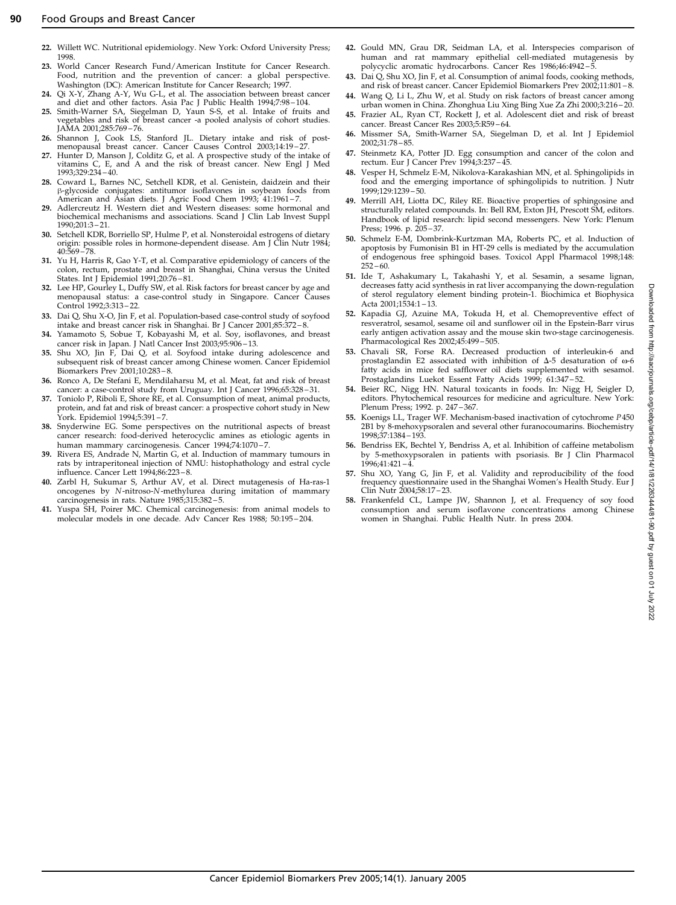22. Willett WC. Nutritional epidemiology. New York: Oxford University Press; 1998.
23. World Cancer Research Fund/American Institute for Cancer Research. Food, nutrition and the prevention of cancer: a global perspective. Washington (DC): American Institute for Cancer Research; 1997.
24. Qi X-Y, Zhang A-Y, Wu G-L, et al. The association between breast cancer and diet and other factors. Asia Pac J Public Health 1994;7:98–104.
25. Smith-Warner SA, Siegelman D, Yaun S-S, et al. Intake of fruits and vegetables and risk of breast cancer -a pooled analysis of cohort studies. JAMA 2001;285:769–76.
26. Shannon J, Cook LS, Stanford JL. Dietary intake and risk of postmenopausal breast cancer. Cancer Causes Control 2003;14:19–27.
27. Hunter D, Manson J, Colditz G, et al. A prospective study of the intake of vitamins C, E, and A and the risk of breast cancer. New Engl J Med 1993;329:234–40.
28. Coward L, Barnes NC, Setchell KDR, et al. Genistein, daidzein and their β-glycoside conjugates: antitumor isoflavones in soybean foods from American and Asian diets. J Agric Food Chem 1993; 41:1961–7.
29. Adlercreutz H. Western diet and Western diseases: some hormonal and biochemical mechanisms and associations. Scand J Clin Lab Invest Suppl 1990;201:3–21.
30. Setchell KDR, Borriello SP, Hulme P, et al. Nonsteroidal estrogens of dietary origin: possible roles in hormone-dependent disease. Am J Clin Nutr 1984; 40:569–78.
31. Yu H, Harris R, Gao Y-T, et al. Comparative epidemiology of cancers of the colon, rectum, prostate and breast in Shanghai, China versus the United States. Int J Epidemiol 1991;20:76–81.
32. Lee HP, Gourley L, Duffy SW, et al. Risk factors for breast cancer by age and menopausal status: a case-control study in Singapore. Cancer Causes Control 1992;3:313–22.
33. Dai Q, Shu X-O, Jin F, et al. Population-based case-control study of soyfood intake and breast cancer risk in Shanghai. Br J Cancer 2001;85:372–8.
34. Yamamoto S, Sobue T, Kobayashi M, et al. Soy, isoflavones, and breast cancer risk in Japan. J Natl Cancer Inst 2003;95:906–13.
35. Shu XO, Jin F, Dai Q, et al. Soyfood intake during adolescence and subsequent risk of breast cancer among Chinese women. Cancer Epidemiol Biomarkers Prev 2001;10:283–8.
36. Ronco A, De Stefani E, Mendilaharsu M, et al. Meat, fat and risk of breast cancer: a case-control study from Uruguay. Int J Cancer 1996;65:328–31.
37. Toniolo P, Riboli E, Shore RE, et al. Consumption of meat, animal products, protein, and fat and risk of breast cancer: a prospective cohort study in New York. Epidemiol 1994;5:391–7.
38. Snyderwine EG. Some perspectives on the nutritional aspects of breast cancer research: food-derived heterocyclic amines as etiologic agents in human mammary carcinogenesis. Cancer 1994;74:1070–7.
39. Rivera ES, Andrade N, Martin G, et al. Induction of mammary tumours in rats by intraperitoneal injection of NMU: histophathology and estral cycle influence. Cancer Lett 1994;86:223–8.
40. Zarbl H, Sukumar S, Arthur AV, et al. Direct mutagenesis of Ha-ras-1 oncogenes by *N*-nitroso-*N*-methylurea during imitation of mammary carcinogenesis in rats. Nature 1985;315:382–5.
41. Yuspa SH, Poirer MC. Chemical carcinogenesis: from animal models to molecular models in one decade. Adv Cancer Res 1988; 50:195–204.
42. Gould MN, Grau DR, Seidman LA, et al. Interspecies comparison of human and rat mammary epithelial cell-mediated mutagenesis by polycyclic aromatic hydrocarbons. Cancer Res 1986;46:4942–5.
43. Dai Q, Shu XO, Jin F, et al. Consumption of animal foods, cooking methods, and risk of breast cancer. Cancer Epidemiol Biomarkers Prev 2002;11:801–8.
44. Wang Q, Li L, Zhu W, et al. Study on risk factors of breast cancer among urban women in China. Zhonghua Liu Xing Bing Xue Za Zhi 2000;3:216–20.
45. Frazier AL, Ryan CT, Rockett J, et al. Adolescent diet and risk of breast cancer. Breast Cancer Res 2003;5:R59–64.
46. Missmer SA, Smith-Warner SA, Siegelman D, et al. Int J Epidemiol 2002;31:78–85.
47. Steinmetz KA, Potter JD. Egg consumption and cancer of the colon and rectum. Eur J Cancer Prev 1994;3:237–45.
48. Vesper H, Schmelz E-M, Nikolova-Karakashian MN, et al. Sphingolipids in food and the emerging importance of sphingolipids to nutrition. J Nutr 1999;129:1239–50.
49. Merrill AH, Liotta DC, Riley RE. Bioactive properties of sphingosine and structurally related compounds. In: Bell RM, Exton JH, Prescott SM, editors. Handbook of lipid research: lipid second messengers. New York: Plenum Press; 1996. p. 205–37.
50. Schmelz E-M, Dombrink-Kurtzman MA, Roberts PC, et al. Induction of apoptosis by Fumonisin B1 in HT-29 cells is mediated by the accumulation of endogenous free sphingoid bases. Toxicol Appl Pharmacol 1998;148: 252–60.
51. Ide T, Ashakumary L, Takahashi Y, et al. Sesamin, a sesame lignan, decreases fatty acid synthesis in rat liver accompanying the down-regulation of sterol regulatory element binding protein-1. Biochimica et Biophysica Acta 2001;1534:1–13.
52. Kapadia GJ, Azuine MA, Tokuda H, et al. Chemopreventive effect of resveratrol, sesamol, sesame oil and sunflower oil in the Epstein-Barr virus early antigen activation assay and the mouse skin two-stage carcinogenesis. Pharmacological Res 2002;45:499–505.
53. Chavali SR, Forse RA. Decreased production of interleukin-6 and prostaglandin E2 associated with inhibition of Δ-5 desaturation of ω-6 fatty acids in mice fed safflower oil diets supplemented with sesamol. Prostaglandins Luekot Essent Fatty Acids 1999; 61:347–52.
54. Beier RC, Nigg HN. Natural toxicants in foods. In: Nigg H, Seigler D, editors. Phytochemical resources for medicine and agriculture. New York: Plenum Press; 1992. p. 247–367.
55. Koenigs LL, Trager WF. Mechanism-based inactivation of cytochrome *P*450 2B1 by 8-mehoxypsoralen and several other furanocoumarins. Biochemistry 1998;37:1384–193.
56. Bendriss EK, Bechtel Y, Bendriss A, et al. Inhibition of caffeine metabolism by 5-methoxypsoralen in patients with psoriasis. Br J Clin Pharmacol 1996;41:421–4.
57. Shu XO, Yang G, Jin F, et al. Validity and reproducibility of the food frequency questionnaire used in the Shanghai Women's Health Study. Eur J Clin Nutr 2004;58:17–23.
58. Frankenfeld CL, Lampe JW, Shannon J, et al. Frequency of soy food consumption and serum isoflavone concentrations among Chinese women in Shanghai. Public Health Nutr. In press 2004.